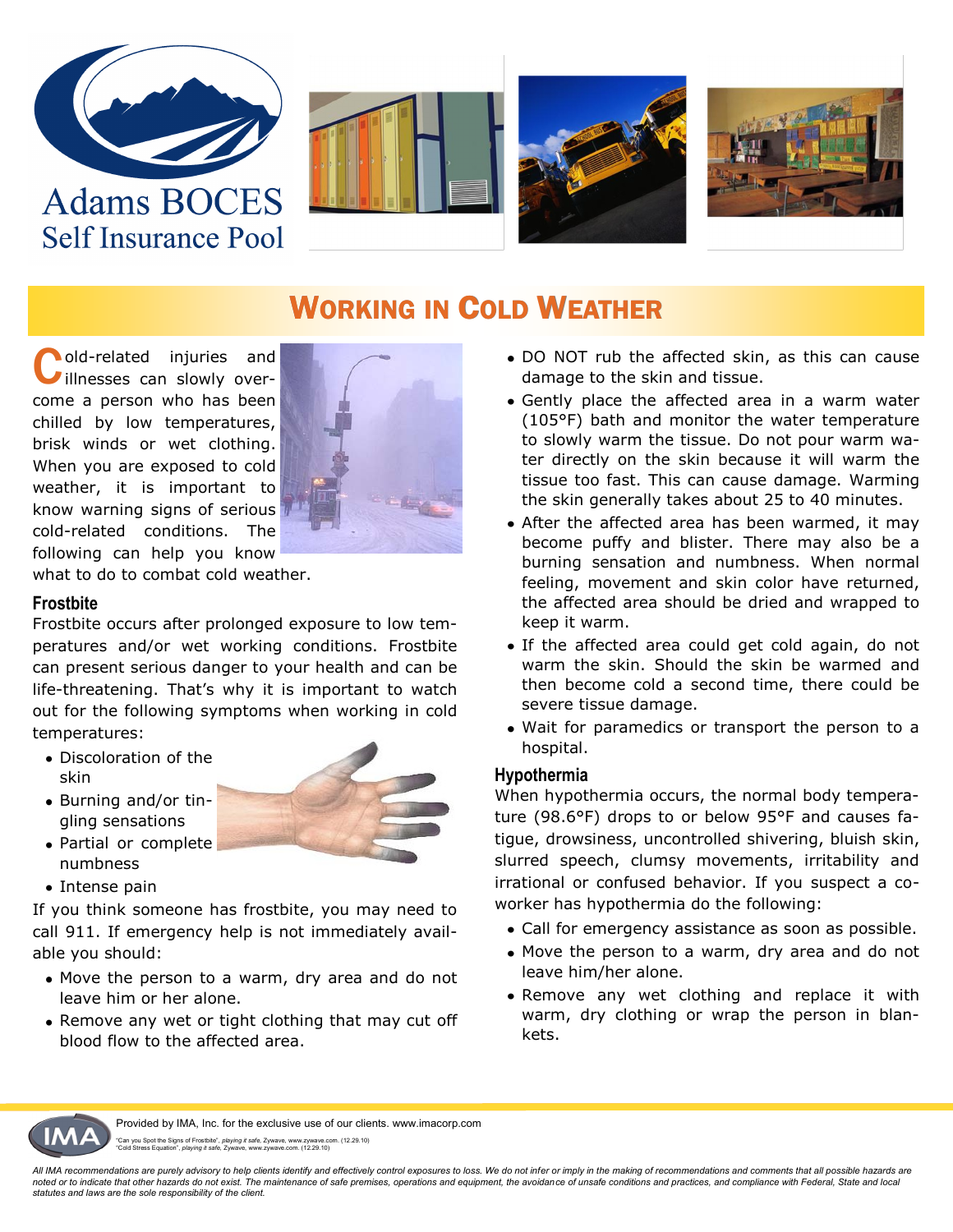Adams BOCES
Self Insurance Pool

# Working in Cold Weather

Cold-related injuries and illnesses can slowly overcome a person who has been chilled by low temperatures, brisk winds or wet clothing. When you are exposed to cold weather, it is important to know warning signs of serious cold-related conditions. The following can help you know what to do to combat cold weather.

## Frostbite

Frostbite occurs after prolonged exposure to low temperatures and/or wet working conditions. Frostbite can present serious danger to your health and can be life-threatening. That's why it is important to watch out for the following symptoms when working in cold temperatures:

- Discoloration of the skin
- Burning and/or tingling sensations
- Partial or complete numbness
- Intense pain

If you think someone has frostbite, you may need to call 911. If emergency help is not immediately available you should:

- Move the person to a warm, dry area and do not leave him or her alone.
- Remove any wet or tight clothing that may cut off blood flow to the affected area.
- DO NOT rub the affected skin, as this can cause damage to the skin and tissue.
- Gently place the affected area in a warm water (105°F) bath and monitor the water temperature to slowly warm the tissue. Do not pour warm water directly on the skin because it will warm the tissue too fast. This can cause damage. Warming the skin generally takes about 25 to 40 minutes.
- After the affected area has been warmed, it may become puffy and blister. There may also be a burning sensation and numbness. When normal feeling, movement and skin color have returned, the affected area should be dried and wrapped to keep it warm.
- If the affected area could get cold again, do not warm the skin. Should the skin be warmed and then become cold a second time, there could be severe tissue damage.
- Wait for paramedics or transport the person to a hospital.

## Hypothermia

When hypothermia occurs, the normal body temperature (98.6°F) drops to or below 95°F and causes fatigue, drowsiness, uncontrolled shivering, bluish skin, slurred speech, clumsy movements, irritability and irrational or confused behavior. If you suspect a co-worker has hypothermia do the following:

- Call for emergency assistance as soon as possible.
- Move the person to a warm, dry area and do not leave him/her alone.
- Remove any wet clothing and replace it with warm, dry clothing or wrap the person in blankets.

Provided by IMA, Inc. for the exclusive use of our clients. www.imacorp.com

"Can you Spot the Signs of Frostbite", *playing it safe*, Zywave, www.zywave.com. (12.29.10)
"Cold Stress Equation", *playing it safe*, Zywave, www.zywave.com. (12.29.10)

*All IMA recommendations are purely advisory to help clients identify and effectively control exposures to loss. We do not infer or imply in the making of recommendations and comments that all possible hazards are noted or to indicate that other hazards do not exist. The maintenance of safe premises, operations and equipment, the avoidance of unsafe conditions and practices, and compliance with Federal, State and local statutes and laws are the sole responsibility of the client.*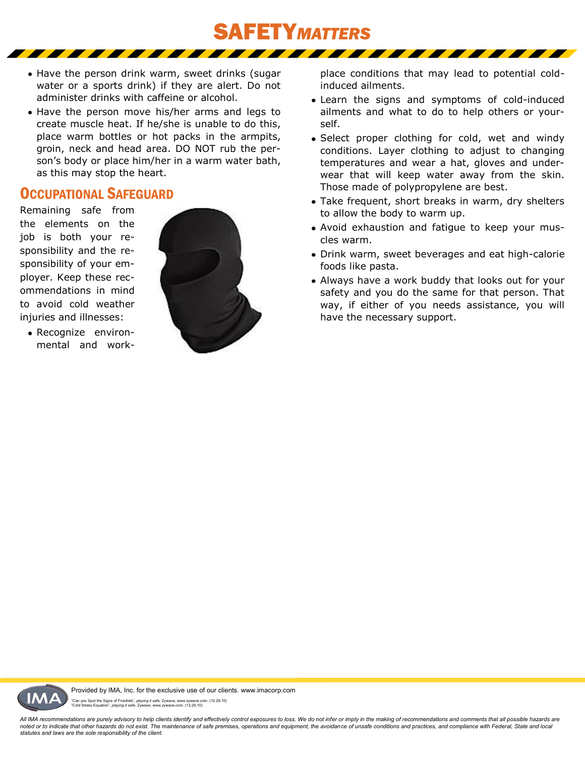- Have the person drink warm, sweet drinks (sugar water or a sports drink) if they are alert. Do not administer drinks with caffeine or alcohol.
- Have the person move his/her arms and legs to create muscle heat. If he/she is unable to do this, place warm bottles or hot packs in the armpits, groin, neck and head area. DO NOT rub the person's body or place him/her in a warm water bath, as this may stop the heart.

## Occupational Safeguard

Remaining safe from the elements on the job is both your responsibility and the responsibility of your employer. Keep these recommendations in mind to avoid cold weather injuries and illnesses:

- Recognize environmental and workplace conditions that may lead to potential cold-induced ailments.
- Learn the signs and symptoms of cold-induced ailments and what to do to help others or yourself.
- Select proper clothing for cold, wet and windy conditions. Layer clothing to adjust to changing temperatures and wear a hat, gloves and underwear that will keep water away from the skin. Those made of polypropylene are best.
- Take frequent, short breaks in warm, dry shelters to allow the body to warm up.
- Avoid exhaustion and fatigue to keep your muscles warm.
- Drink warm, sweet beverages and eat high-calorie foods like pasta.
- Always have a work buddy that looks out for your safety and you do the same for that person. That way, if either of you needs assistance, you will have the necessary support.

Provided by IMA, Inc. for the exclusive use of our clients. www.imacorp.com

"Can you Spot the Signs of Frostbite", *playing it safe*, Zywave, www.zywave.com. (12.29.10)
"Cold Stress Equation", *playing it safe*, Zywave, www.zywave.com. (12.29.10)

*All IMA recommendations are purely advisory to help clients identify and effectively control exposures to loss. We do not infer or imply in the making of recommendations and comments that all possible hazards are noted or to indicate that other hazards do not exist. The maintenance of safe premises, operations and equipment, the avoidance of unsafe conditions and practices, and compliance with Federal, State and local statutes and laws are the sole responsibility of the client.*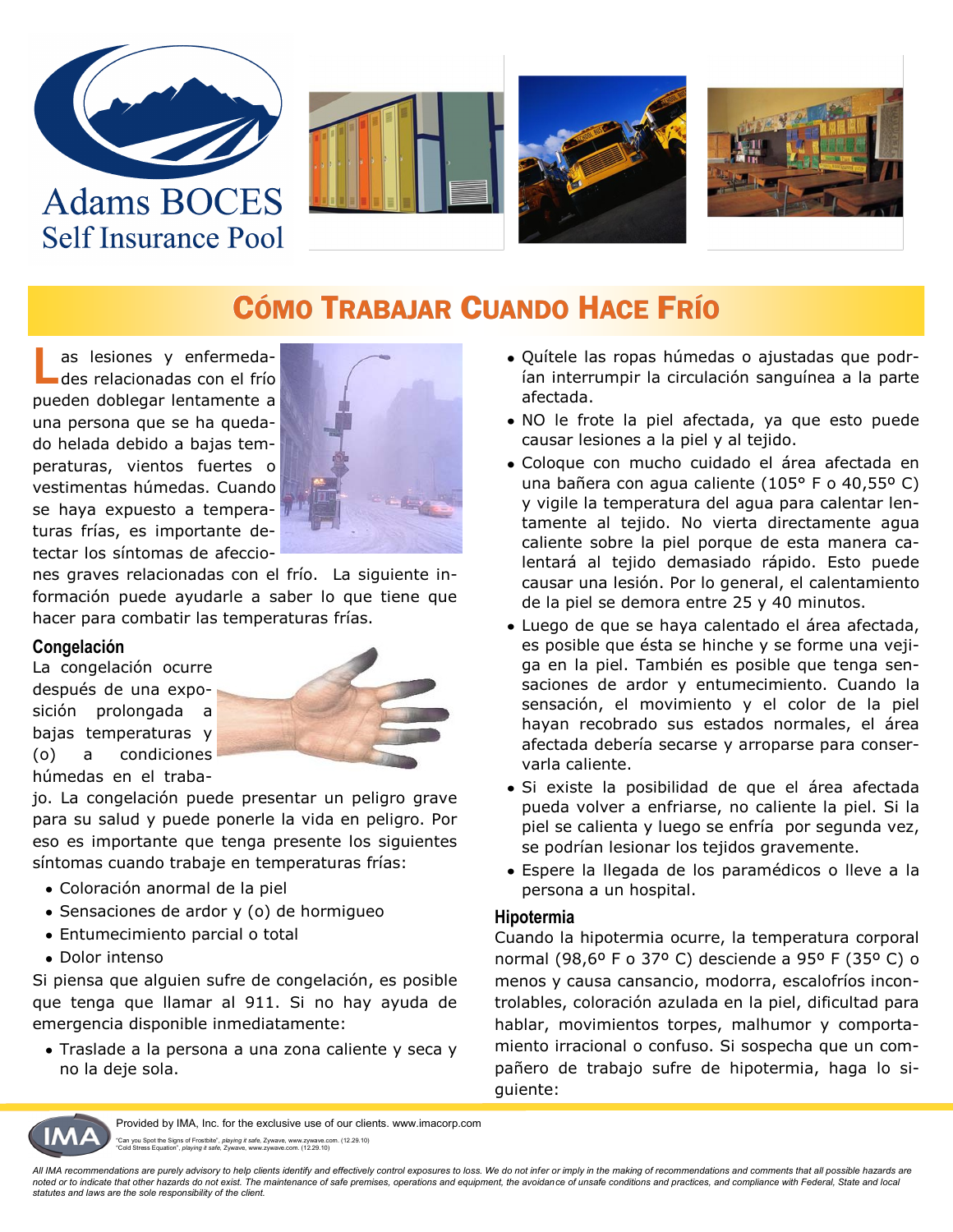Adams BOCES
Self Insurance Pool

# Cómo Trabajar Cuando Hace Frío

Las lesiones y enfermedades relacionadas con el frío pueden doblegar lentamente a una persona que se ha quedado helada debido a bajas temperaturas, vientos fuertes o vestimentas húmedas. Cuando se haya expuesto a temperaturas frías, es importante detectar los síntomas de afecciones graves relacionadas con el frío. La siguiente información puede ayudarle a saber lo que tiene que hacer para combatir las temperaturas frías.

## Congelación

La congelación ocurre después de una exposición prolongada a bajas temperaturas y (o) a condiciones húmedas en el trabajo. La congelación puede presentar un peligro grave para su salud y puede ponerle la vida en peligro. Por eso es importante que tenga presente los siguientes síntomas cuando trabaje en temperaturas frías:

- Coloración anormal de la piel
- Sensaciones de ardor y (o) de hormigueo
- Entumecimiento parcial o total
- Dolor intenso

Si piensa que alguien sufre de congelación, es posible que tenga que llamar al 911. Si no hay ayuda de emergencia disponible inmediatamente:

- Traslade a la persona a una zona caliente y seca y no la deje sola.
- Quítele las ropas húmedas o ajustadas que podrían interrumpir la circulación sanguínea a la parte afectada.
- NO le frote la piel afectada, ya que esto puede causar lesiones a la piel y al tejido.
- Coloque con mucho cuidado el área afectada en una bañera con agua caliente (105° F o 40,55º C) y vigile la temperatura del agua para calentar lentamente al tejido. No vierta directamente agua caliente sobre la piel porque de esta manera calentará al tejido demasiado rápido. Esto puede causar una lesión. Por lo general, el calentamiento de la piel se demora entre 25 y 40 minutos.
- Luego de que se haya calentado el área afectada, es posible que ésta se hinche y se forme una vejiga en la piel. También es posible que tenga sensaciones de ardor y entumecimiento. Cuando la sensación, el movimiento y el color de la piel hayan recobrado sus estados normales, el área afectada debería secarse y arroparse para conservarla caliente.
- Si existe la posibilidad de que el área afectada pueda volver a enfriarse, no caliente la piel. Si la piel se calienta y luego se enfría por segunda vez, se podrían lesionar los tejidos gravemente.
- Espere la llegada de los paramédicos o lleve a la persona a un hospital.

## Hipotermia

Cuando la hipotermia ocurre, la temperatura corporal normal (98,6º F o 37º C) desciende a 95º F (35º C) o menos y causa cansancio, modorra, escalofríos incontrolables, coloración azulada en la piel, dificultad para hablar, movimientos torpes, malhumor y comportamiento irracional o confuso. Si sospecha que un compañero de trabajo sufre de hipotermia, haga lo siguiente:

Provided by IMA, Inc. for the exclusive use of our clients. www.imacorp.com

"Can you Spot the Signs of Frostbite", *playing it safe*, Zywave, www.zywave.com. (12.29.10)
"Cold Stress Equation", *playing it safe*, Zywave, www.zywave.com. (12.29.10)

*All IMA recommendations are purely advisory to help clients identify and effectively control exposures to loss. We do not infer or imply in the making of recommendations and comments that all possible hazards are noted or to indicate that other hazards do not exist. The maintenance of safe premises, operations and equipment, the avoidance of unsafe conditions and practices, and compliance with Federal, State and local statutes and laws are the sole responsibility of the client.*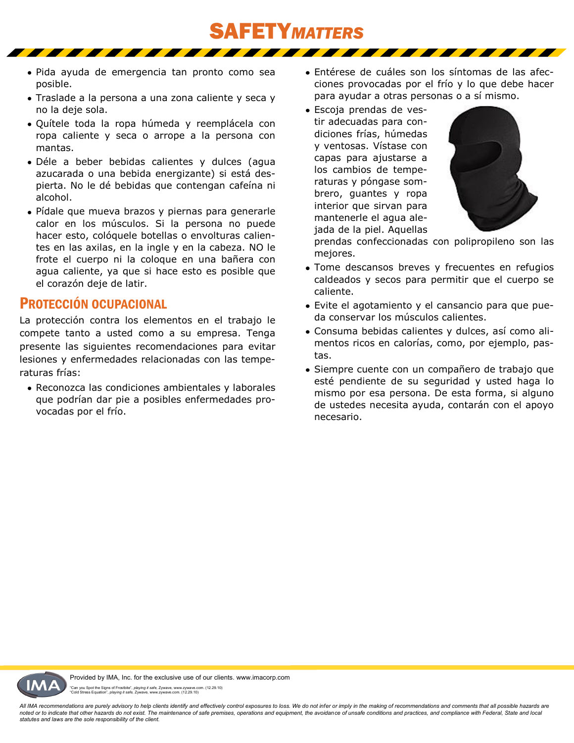- Pida ayuda de emergencia tan pronto como sea posible.
- Traslade a la persona a una zona caliente y seca y no la deje sola.
- Quítele toda la ropa húmeda y reemplácela con ropa caliente y seca o arrope a la persona con mantas.
- Déle a beber bebidas calientes y dulces (agua azucarada o una bebida energizante) si está despierta. No le dé bebidas que contengan cafeína ni alcohol.
- Pídale que mueva brazos y piernas para generarle calor en los músculos. Si la persona no puede hacer esto, colóquele botellas o envolturas calientes en las axilas, en la ingle y en la cabeza. NO le frote el cuerpo ni la coloque en una bañera con agua caliente, ya que si hace esto es posible que el corazón deje de latir.

## Protección ocupacional

La protección contra los elementos en el trabajo le compete tanto a usted como a su empresa. Tenga presente las siguientes recomendaciones para evitar lesiones y enfermedades relacionadas con las temperaturas frías:

- Reconozca las condiciones ambientales y laborales que podrían dar pie a posibles enfermedades provocadas por el frío.
- Entérese de cuáles son los síntomas de las afecciones provocadas por el frío y lo que debe hacer para ayudar a otras personas o a sí mismo.
- Escoja prendas de vestir adecuadas para condiciones frías, húmedas y ventosas. Vístase con capas para ajustarse a los cambios de temperaturas y póngase sombrero, guantes y ropa interior que sirvan para mantenerle el agua alejada de la piel. Aquellas prendas confeccionadas con polipropileno son las mejores.
- Tome descansos breves y frecuentes en refugios caldeados y secos para permitir que el cuerpo se caliente.
- Evite el agotamiento y el cansancio para que pueda conservar los músculos calientes.
- Consuma bebidas calientes y dulces, así como alimentos ricos en calorías, como, por ejemplo, pastas.
- Siempre cuente con un compañero de trabajo que esté pendiente de su seguridad y usted haga lo mismo por esa persona. De esta forma, si alguno de ustedes necesita ayuda, contarán con el apoyo necesario.

Provided by IMA, Inc. for the exclusive use of our clients. www.imacorp.com

"Can you Spot the Signs of Frostbite", *playing it safe*, Zywave, www.zywave.com. (12.29.10)
"Cold Stress Equation", *playing it safe*, Zywave, www.zywave.com. (12.29.10)

*All IMA recommendations are purely advisory to help clients identify and effectively control exposures to loss. We do not infer or imply in the making of recommendations and comments that all possible hazards are noted or to indicate that other hazards do not exist. The maintenance of safe premises, operations and equipment, the avoidance of unsafe conditions and practices, and compliance with Federal, State and local statutes and laws are the sole responsibility of the client.*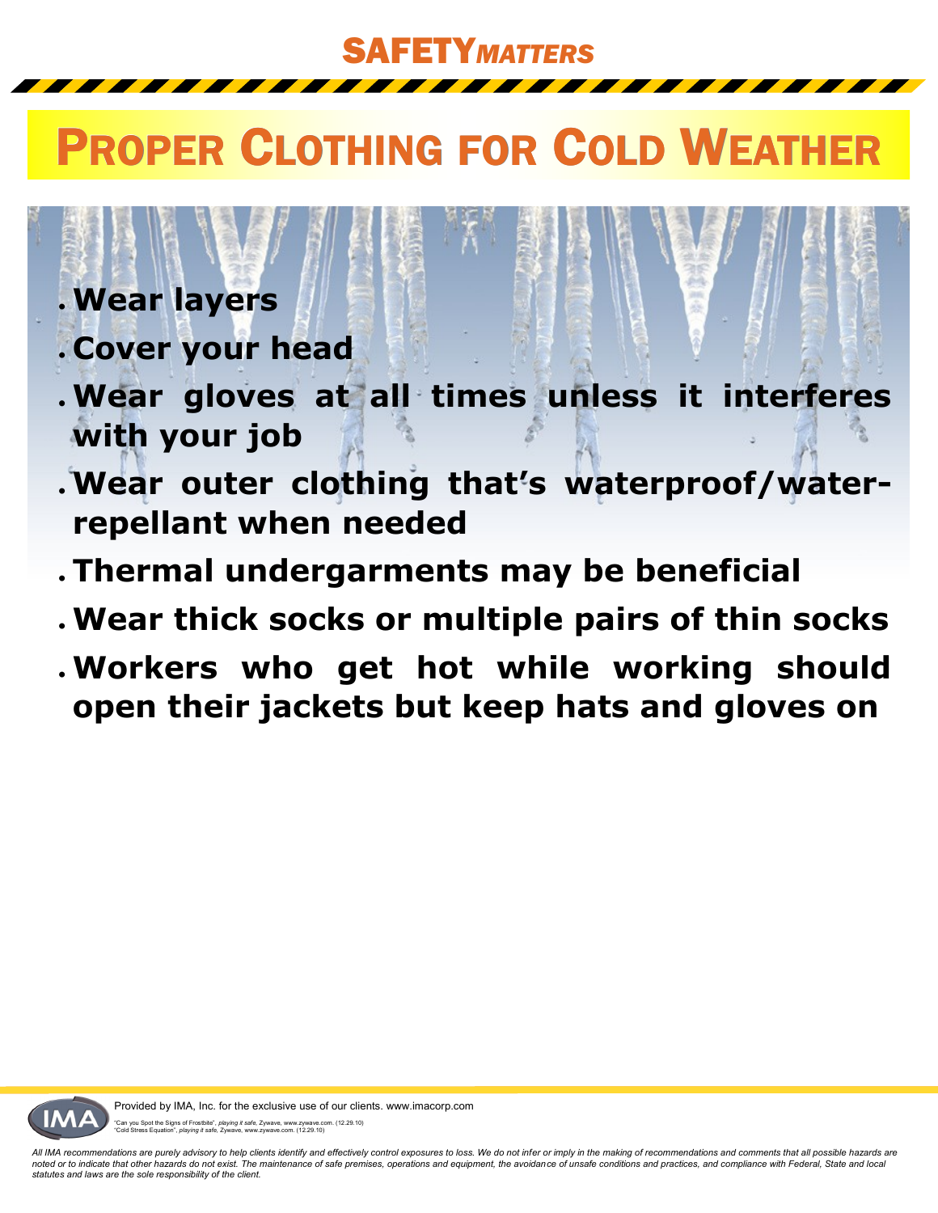SAFETY*MATTERS*

# Proper Clothing for Cold Weather

- **Wear layers**
- **Cover your head**
- **Wear gloves at all times unless it interferes with your job**
- **Wear outer clothing that's waterproof/water-repellant when needed**
- **Thermal undergarments may be beneficial**
- **Wear thick socks or multiple pairs of thin socks**
- **Workers who get hot while working should open their jackets but keep hats and gloves on**

Provided by IMA, Inc. for the exclusive use of our clients. www.imacorp.com

"Can you Spot the Signs of Frostbite", *playing it safe*, Zywave, www.zywave.com. (12.29.10)
"Cold Stress Equation", *playing it safe*, Zywave, www.zywave.com. (12.29.10)

*All IMA recommendations are purely advisory to help clients identify and effectively control exposures to loss. We do not infer or imply in the making of recommendations and comments that all possible hazards are noted or to indicate that other hazards do not exist. The maintenance of safe premises, operations and equipment, the avoidance of unsafe conditions and practices, and compliance with Federal, State and local statutes and laws are the sole responsibility of the client.*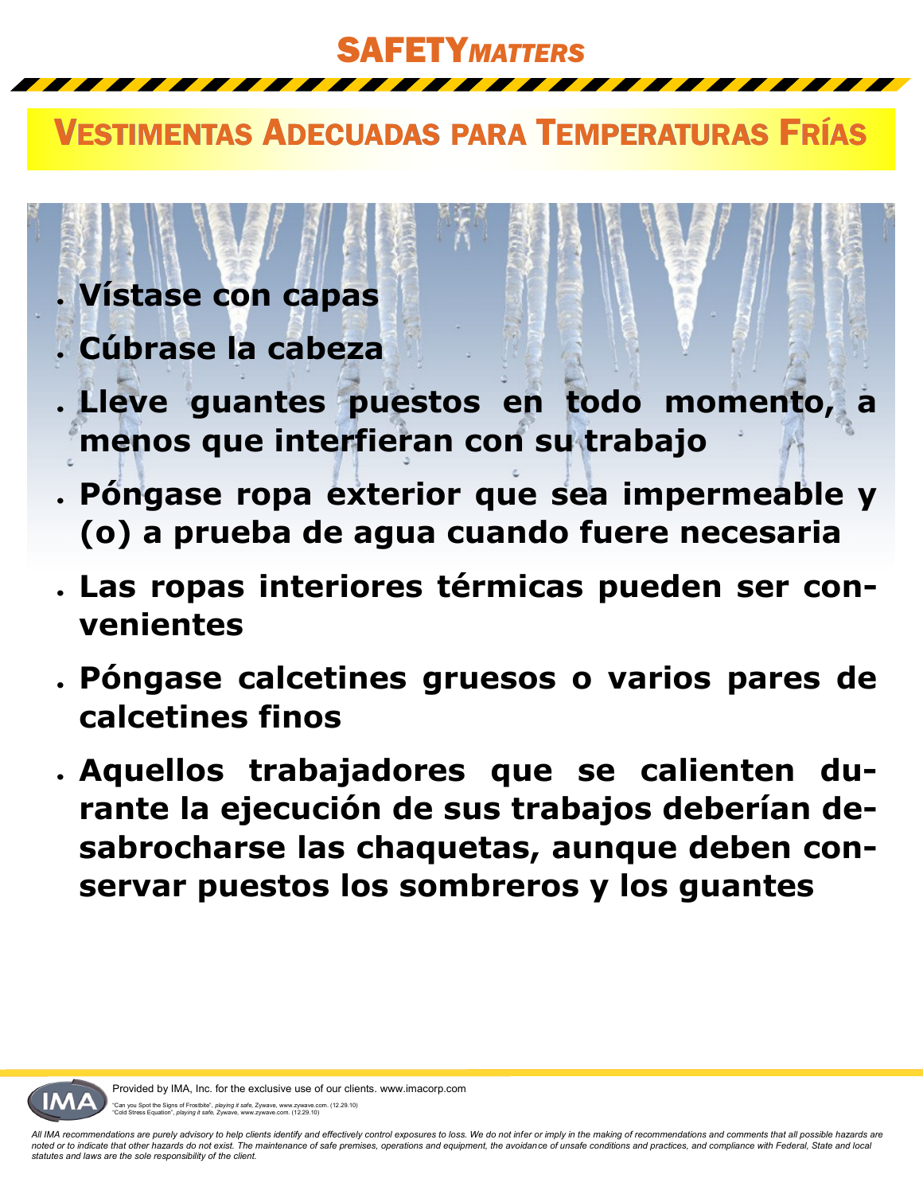# SAFETY*MATTERS*

## Vestimentas Adecuadas para Temperaturas Frías

- **Vístase con capas**
- **Cúbrase la cabeza**
- **Lleve guantes puestos en todo momento, a menos que interfieran con su trabajo**
- **Póngase ropa exterior que sea impermeable y (o) a prueba de agua cuando fuere necesaria**
- **Las ropas interiores térmicas pueden ser convenientes**
- **Póngase calcetines gruesos o varios pares de calcetines finos**
- **Aquellos trabajadores que se calienten durante la ejecución de sus trabajos deberían desabrocharse las chaquetas, aunque deben conservar puestos los sombreros y los guantes**

Provided by IMA, Inc. for the exclusive use of our clients. www.imacorp.com

"Can you Spot the Signs of Frostbite", *playing it safe*, Zywave, www.zywave.com. (12.29.10)
"Cold Stress Equation", *playing it safe*, Zywave, www.zywave.com. (12.29.10)

*All IMA recommendations are purely advisory to help clients identify and effectively control exposures to loss. We do not infer or imply in the making of recommendations and comments that all possible hazards are noted or to indicate that other hazards do not exist. The maintenance of safe premises, operations and equipment, the avoidance of unsafe conditions and practices, and compliance with Federal, State and local statutes and laws are the sole responsibility of the client.*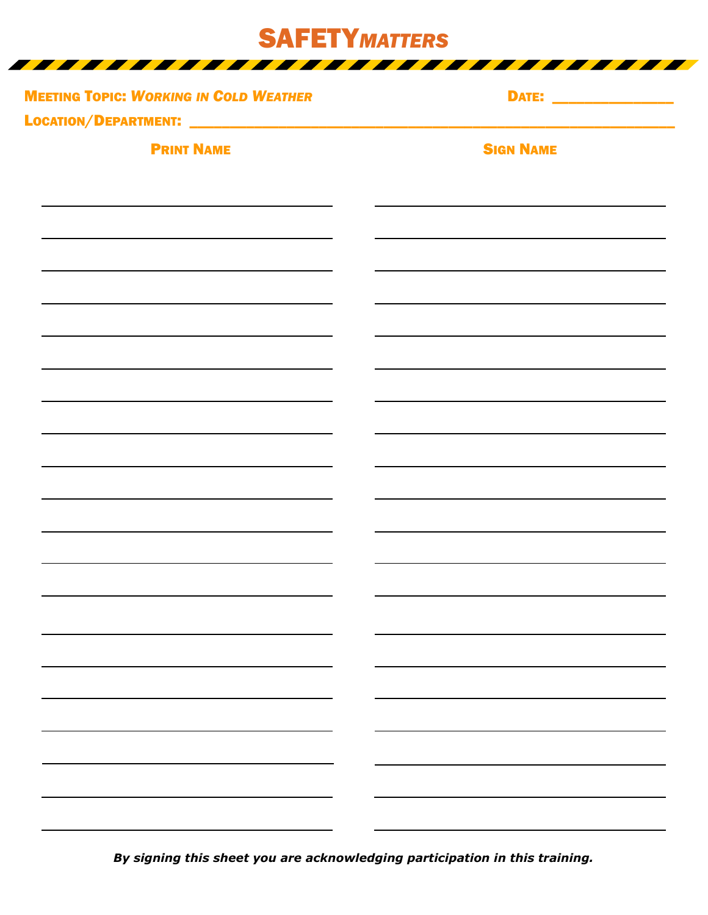# SAFETY*MATTERS*

**Meeting Topic:** ***Working in Cold Weather*** **Date:** _____________

**Location/Department:** ___________________________________________________

| Print Name | Sign Name |
| --- | --- |
| | |
| | |
| | |
| | |
| | |
| | |
| | |
| | |
| | |
| | |
| | |
| | |
| | |
| | |
| | |
| | |
| | |
| | |
| | |
| | |

***By signing this sheet you are acknowledging participation in this training.***